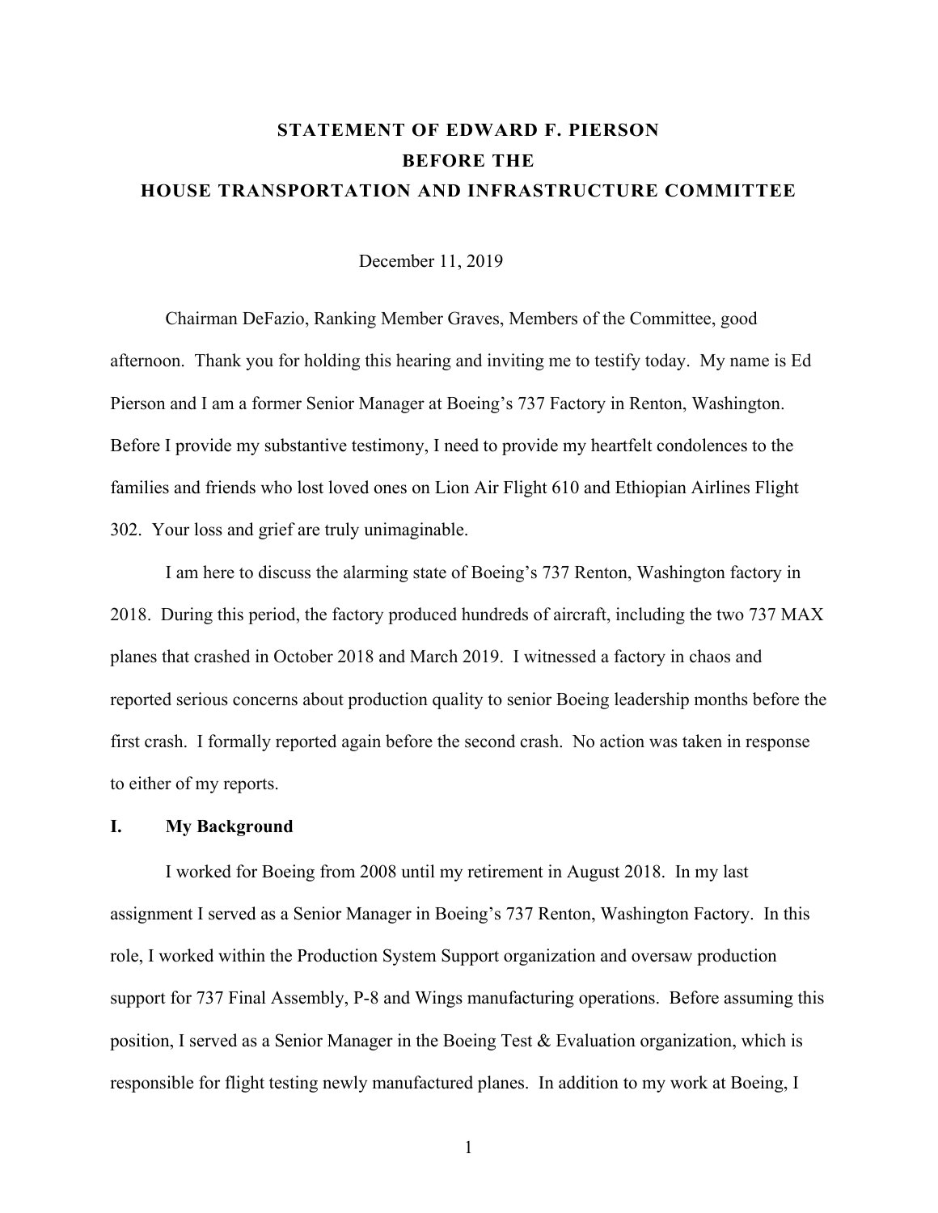# STATEMENT OF EDWARD F. PIERSON
# BEFORE THE
# HOUSE TRANSPORTATION AND INFRASTRUCTURE COMMITTEE

December 11, 2019

Chairman DeFazio, Ranking Member Graves, Members of the Committee, good afternoon. Thank you for holding this hearing and inviting me to testify today. My name is Ed Pierson and I am a former Senior Manager at Boeing's 737 Factory in Renton, Washington. Before I provide my substantive testimony, I need to provide my heartfelt condolences to the families and friends who lost loved ones on Lion Air Flight 610 and Ethiopian Airlines Flight 302. Your loss and grief are truly unimaginable.

I am here to discuss the alarming state of Boeing's 737 Renton, Washington factory in 2018. During this period, the factory produced hundreds of aircraft, including the two 737 MAX planes that crashed in October 2018 and March 2019. I witnessed a factory in chaos and reported serious concerns about production quality to senior Boeing leadership months before the first crash. I formally reported again before the second crash. No action was taken in response to either of my reports.

## I. My Background

I worked for Boeing from 2008 until my retirement in August 2018. In my last assignment I served as a Senior Manager in Boeing's 737 Renton, Washington Factory. In this role, I worked within the Production System Support organization and oversaw production support for 737 Final Assembly, P-8 and Wings manufacturing operations. Before assuming this position, I served as a Senior Manager in the Boeing Test & Evaluation organization, which is responsible for flight testing newly manufactured planes. In addition to my work at Boeing, I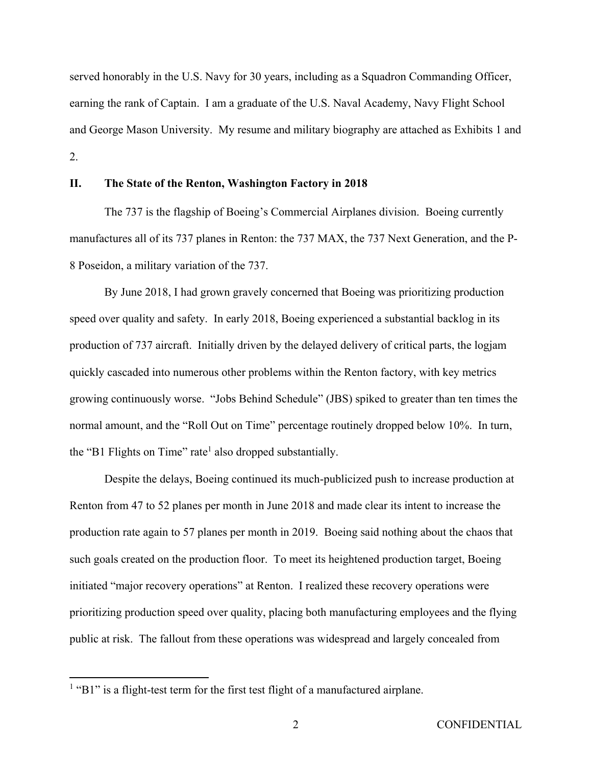served honorably in the U.S. Navy for 30 years, including as a Squadron Commanding Officer, earning the rank of Captain. I am a graduate of the U.S. Naval Academy, Navy Flight School and George Mason University. My resume and military biography are attached as Exhibits 1 and 2.

## II. The State of the Renton, Washington Factory in 2018

The 737 is the flagship of Boeing's Commercial Airplanes division. Boeing currently manufactures all of its 737 planes in Renton: the 737 MAX, the 737 Next Generation, and the P-8 Poseidon, a military variation of the 737.

By June 2018, I had grown gravely concerned that Boeing was prioritizing production speed over quality and safety. In early 2018, Boeing experienced a substantial backlog in its production of 737 aircraft. Initially driven by the delayed delivery of critical parts, the logjam quickly cascaded into numerous other problems within the Renton factory, with key metrics growing continuously worse. "Jobs Behind Schedule" (JBS) spiked to greater than ten times the normal amount, and the "Roll Out on Time" percentage routinely dropped below 10%. In turn, the "B1 Flights on Time" rate[1] also dropped substantially.

Despite the delays, Boeing continued its much-publicized push to increase production at Renton from 47 to 52 planes per month in June 2018 and made clear its intent to increase the production rate again to 57 planes per month in 2019. Boeing said nothing about the chaos that such goals created on the production floor. To meet its heightened production target, Boeing initiated "major recovery operations" at Renton. I realized these recovery operations were prioritizing production speed over quality, placing both manufacturing employees and the flying public at risk. The fallout from these operations was widespread and largely concealed from

---

[1] "B1" is a flight-test term for the first test flight of a manufactured airplane.

CONFIDENTIAL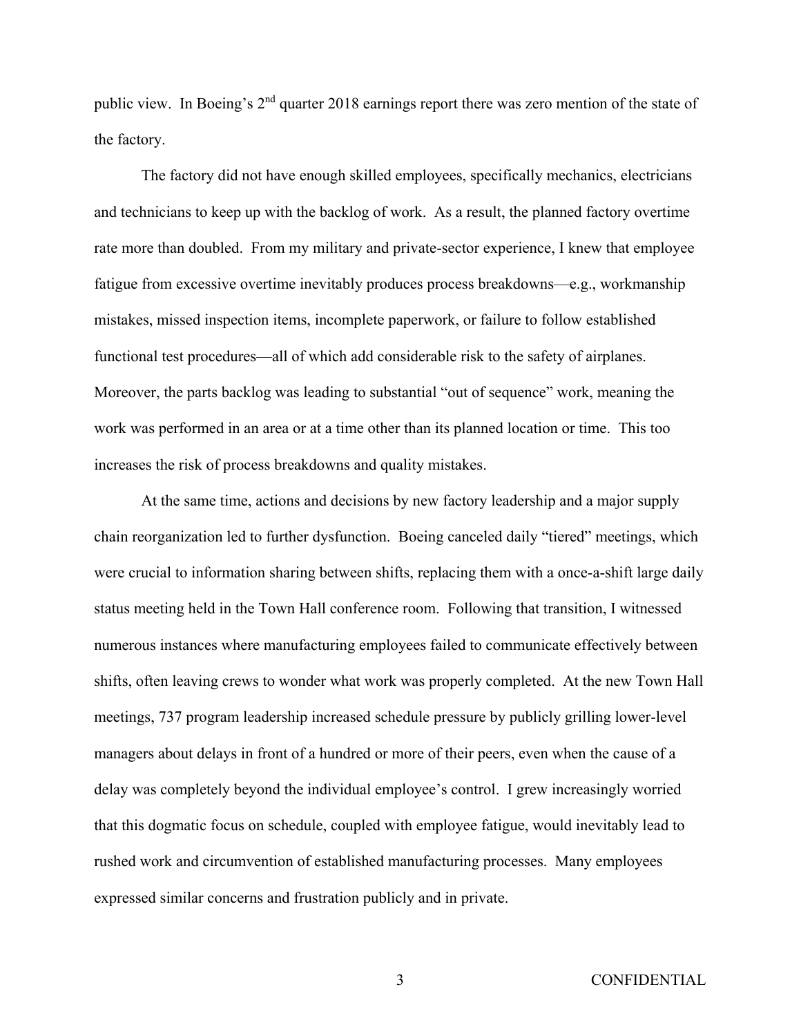public view. In Boeing's 2nd quarter 2018 earnings report there was zero mention of the state of the factory.

The factory did not have enough skilled employees, specifically mechanics, electricians and technicians to keep up with the backlog of work. As a result, the planned factory overtime rate more than doubled. From my military and private-sector experience, I knew that employee fatigue from excessive overtime inevitably produces process breakdowns—e.g., workmanship mistakes, missed inspection items, incomplete paperwork, or failure to follow established functional test procedures—all of which add considerable risk to the safety of airplanes. Moreover, the parts backlog was leading to substantial "out of sequence" work, meaning the work was performed in an area or at a time other than its planned location or time. This too increases the risk of process breakdowns and quality mistakes.

At the same time, actions and decisions by new factory leadership and a major supply chain reorganization led to further dysfunction. Boeing canceled daily "tiered" meetings, which were crucial to information sharing between shifts, replacing them with a once-a-shift large daily status meeting held in the Town Hall conference room. Following that transition, I witnessed numerous instances where manufacturing employees failed to communicate effectively between shifts, often leaving crews to wonder what work was properly completed. At the new Town Hall meetings, 737 program leadership increased schedule pressure by publicly grilling lower-level managers about delays in front of a hundred or more of their peers, even when the cause of a delay was completely beyond the individual employee's control. I grew increasingly worried that this dogmatic focus on schedule, coupled with employee fatigue, would inevitably lead to rushed work and circumvention of established manufacturing processes. Many employees expressed similar concerns and frustration publicly and in private.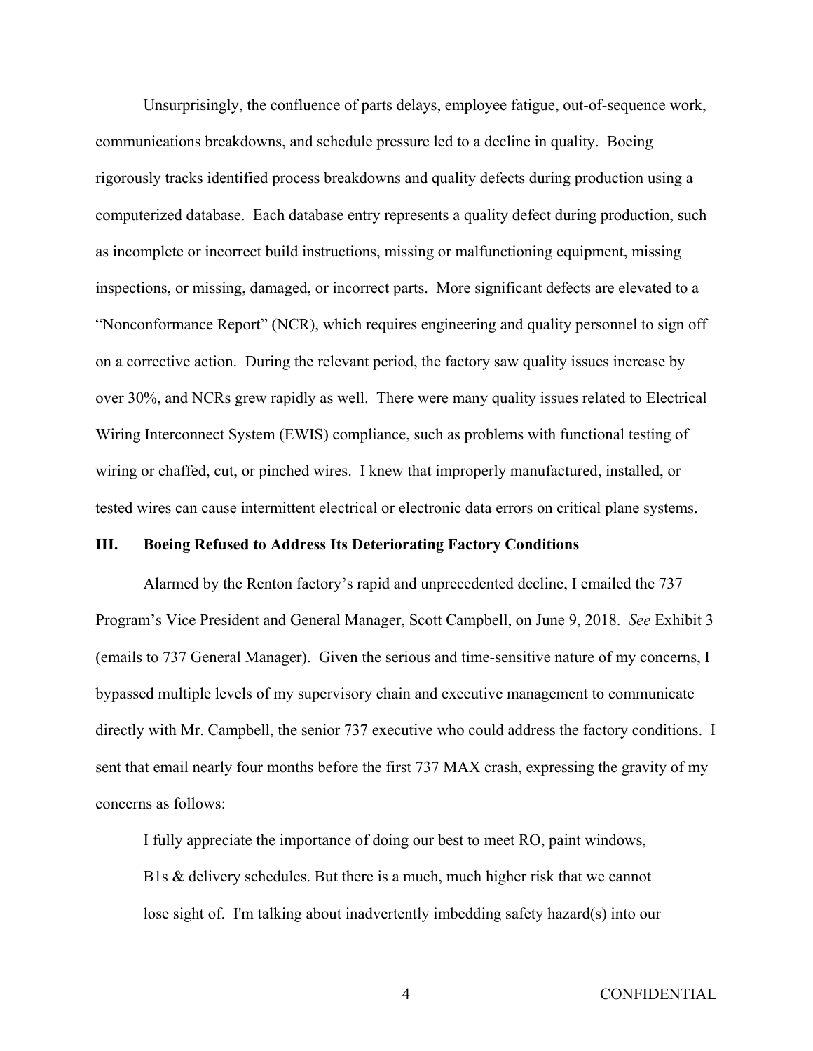Unsurprisingly, the confluence of parts delays, employee fatigue, out-of-sequence work, communications breakdowns, and schedule pressure led to a decline in quality. Boeing rigorously tracks identified process breakdowns and quality defects during production using a computerized database. Each database entry represents a quality defect during production, such as incomplete or incorrect build instructions, missing or malfunctioning equipment, missing inspections, or missing, damaged, or incorrect parts. More significant defects are elevated to a "Nonconformance Report" (NCR), which requires engineering and quality personnel to sign off on a corrective action. During the relevant period, the factory saw quality issues increase by over 30%, and NCRs grew rapidly as well. There were many quality issues related to Electrical Wiring Interconnect System (EWIS) compliance, such as problems with functional testing of wiring or chaffed, cut, or pinched wires. I knew that improperly manufactured, installed, or tested wires can cause intermittent electrical or electronic data errors on critical plane systems.

## III. Boeing Refused to Address Its Deteriorating Factory Conditions

Alarmed by the Renton factory's rapid and unprecedented decline, I emailed the 737 Program's Vice President and General Manager, Scott Campbell, on June 9, 2018. *See* Exhibit 3 (emails to 737 General Manager). Given the serious and time-sensitive nature of my concerns, I bypassed multiple levels of my supervisory chain and executive management to communicate directly with Mr. Campbell, the senior 737 executive who could address the factory conditions. I sent that email nearly four months before the first 737 MAX crash, expressing the gravity of my concerns as follows:

> I fully appreciate the importance of doing our best to meet RO, paint windows, B1s & delivery schedules. But there is a much, much higher risk that we cannot lose sight of. I'm talking about inadvertently imbedding safety hazard(s) into our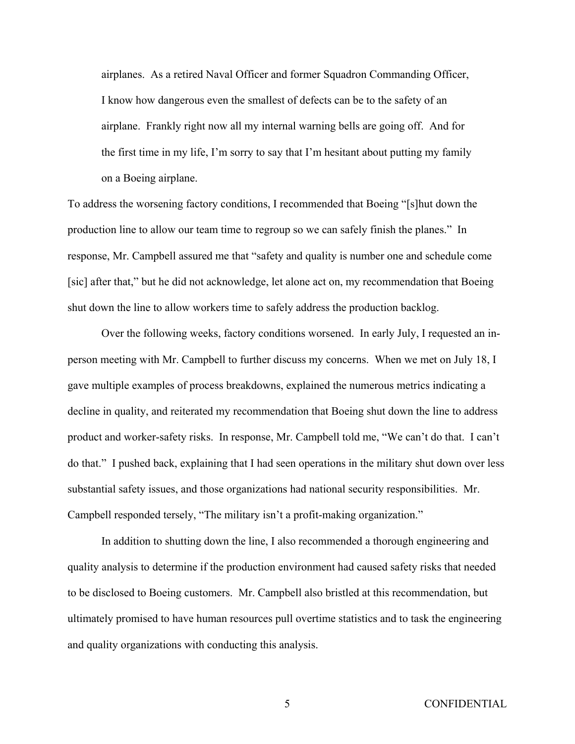> airplanes. As a retired Naval Officer and former Squadron Commanding Officer, I know how dangerous even the smallest of defects can be to the safety of an airplane. Frankly right now all my internal warning bells are going off. And for the first time in my life, I'm sorry to say that I'm hesitant about putting my family on a Boeing airplane.

To address the worsening factory conditions, I recommended that Boeing "[s]hut down the production line to allow our team time to regroup so we can safely finish the planes." In response, Mr. Campbell assured me that "safety and quality is number one and schedule come [sic] after that," but he did not acknowledge, let alone act on, my recommendation that Boeing shut down the line to allow workers time to safely address the production backlog.

Over the following weeks, factory conditions worsened. In early July, I requested an in-person meeting with Mr. Campbell to further discuss my concerns. When we met on July 18, I gave multiple examples of process breakdowns, explained the numerous metrics indicating a decline in quality, and reiterated my recommendation that Boeing shut down the line to address product and worker-safety risks. In response, Mr. Campbell told me, "We can't do that. I can't do that." I pushed back, explaining that I had seen operations in the military shut down over less substantial safety issues, and those organizations had national security responsibilities. Mr. Campbell responded tersely, "The military isn't a profit-making organization."

In addition to shutting down the line, I also recommended a thorough engineering and quality analysis to determine if the production environment had caused safety risks that needed to be disclosed to Boeing customers. Mr. Campbell also bristled at this recommendation, but ultimately promised to have human resources pull overtime statistics and to task the engineering and quality organizations with conducting this analysis.

CONFIDENTIAL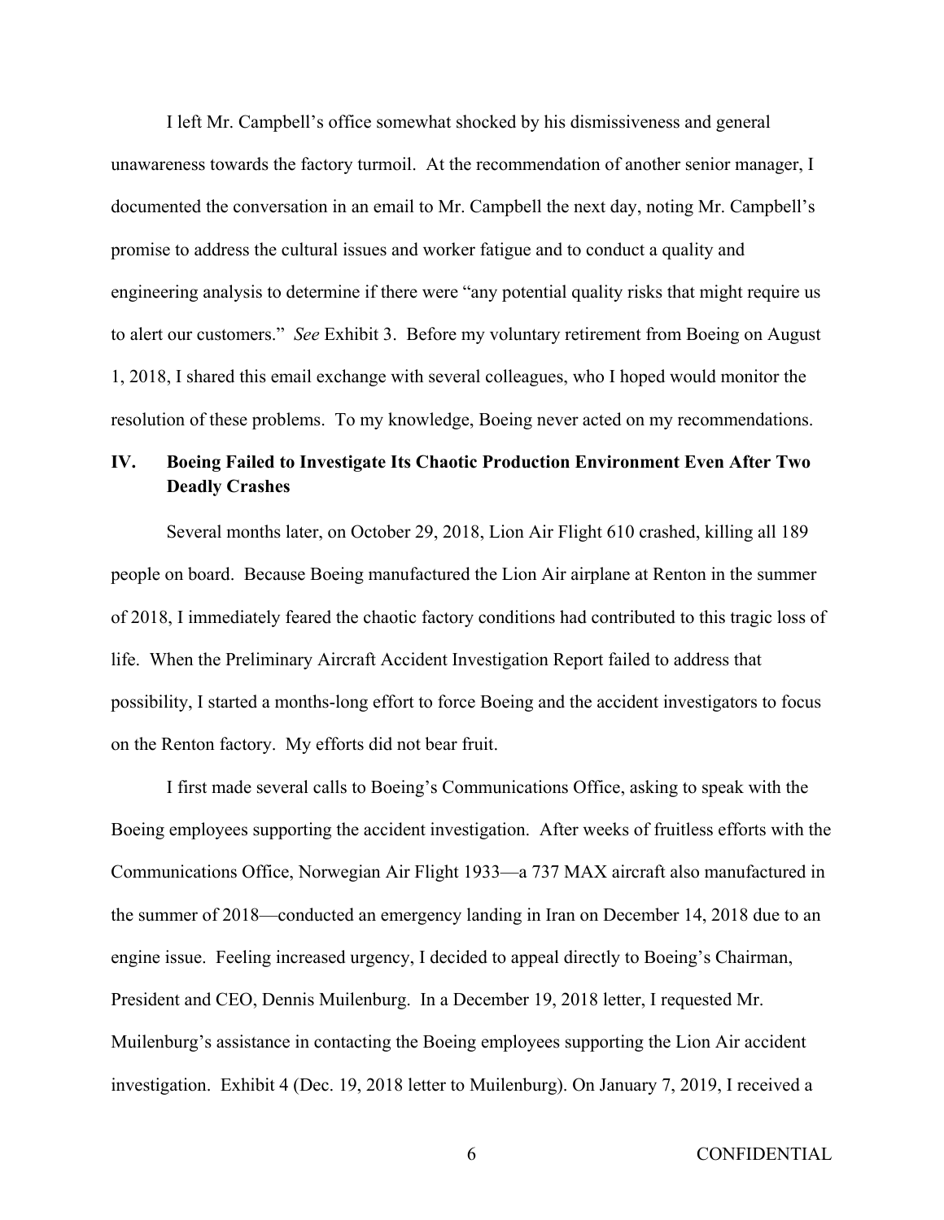I left Mr. Campbell's office somewhat shocked by his dismissiveness and general unawareness towards the factory turmoil. At the recommendation of another senior manager, I documented the conversation in an email to Mr. Campbell the next day, noting Mr. Campbell's promise to address the cultural issues and worker fatigue and to conduct a quality and engineering analysis to determine if there were "any potential quality risks that might require us to alert our customers." *See* Exhibit 3. Before my voluntary retirement from Boeing on August 1, 2018, I shared this email exchange with several colleagues, who I hoped would monitor the resolution of these problems. To my knowledge, Boeing never acted on my recommendations.

## IV. Boeing Failed to Investigate Its Chaotic Production Environment Even After Two Deadly Crashes

Several months later, on October 29, 2018, Lion Air Flight 610 crashed, killing all 189 people on board. Because Boeing manufactured the Lion Air airplane at Renton in the summer of 2018, I immediately feared the chaotic factory conditions had contributed to this tragic loss of life. When the Preliminary Aircraft Accident Investigation Report failed to address that possibility, I started a months-long effort to force Boeing and the accident investigators to focus on the Renton factory. My efforts did not bear fruit.

I first made several calls to Boeing's Communications Office, asking to speak with the Boeing employees supporting the accident investigation. After weeks of fruitless efforts with the Communications Office, Norwegian Air Flight 1933—a 737 MAX aircraft also manufactured in the summer of 2018—conducted an emergency landing in Iran on December 14, 2018 due to an engine issue. Feeling increased urgency, I decided to appeal directly to Boeing's Chairman, President and CEO, Dennis Muilenburg. In a December 19, 2018 letter, I requested Mr. Muilenburg's assistance in contacting the Boeing employees supporting the Lion Air accident investigation. Exhibit 4 (Dec. 19, 2018 letter to Muilenburg). On January 7, 2019, I received a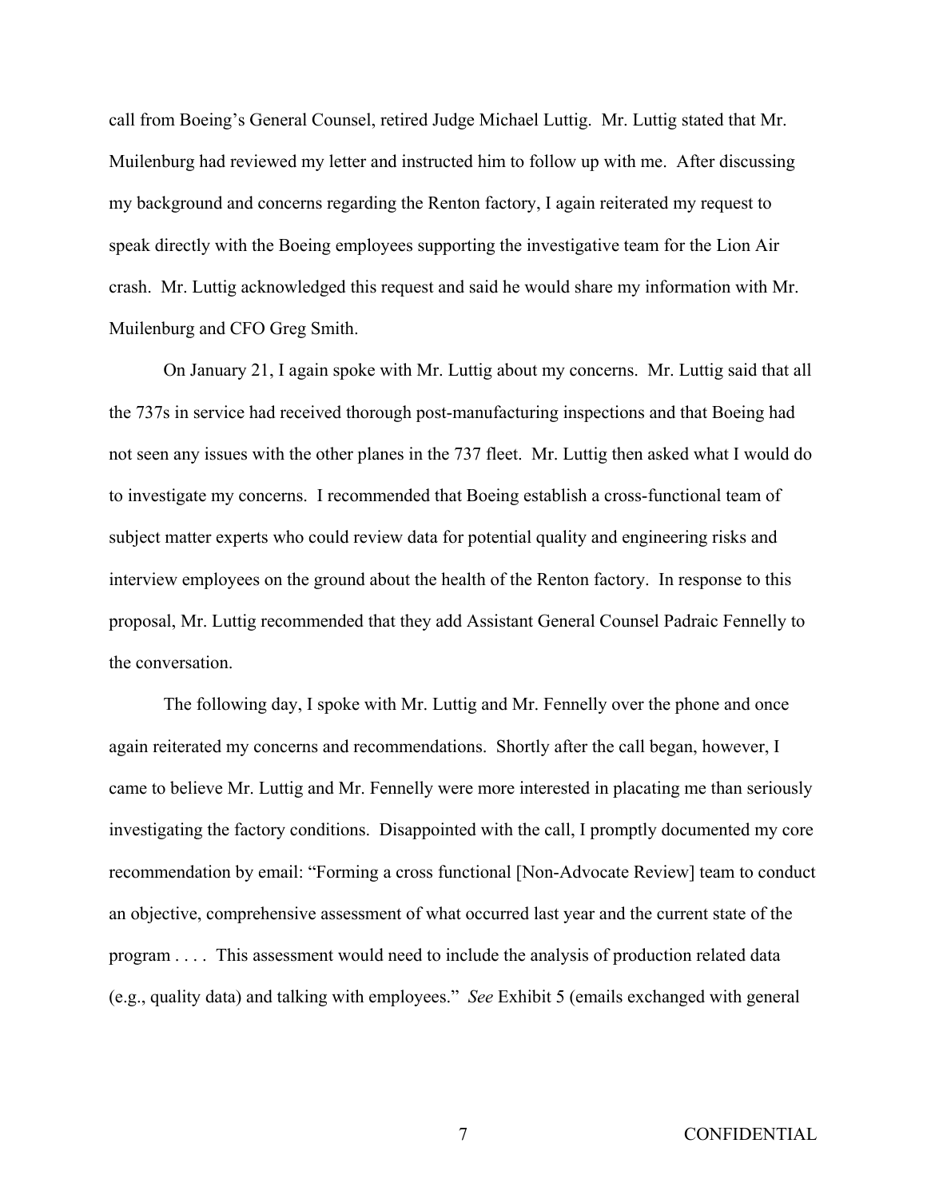call from Boeing's General Counsel, retired Judge Michael Luttig. Mr. Luttig stated that Mr. Muilenburg had reviewed my letter and instructed him to follow up with me. After discussing my background and concerns regarding the Renton factory, I again reiterated my request to speak directly with the Boeing employees supporting the investigative team for the Lion Air crash. Mr. Luttig acknowledged this request and said he would share my information with Mr. Muilenburg and CFO Greg Smith.

On January 21, I again spoke with Mr. Luttig about my concerns. Mr. Luttig said that all the 737s in service had received thorough post-manufacturing inspections and that Boeing had not seen any issues with the other planes in the 737 fleet. Mr. Luttig then asked what I would do to investigate my concerns. I recommended that Boeing establish a cross-functional team of subject matter experts who could review data for potential quality and engineering risks and interview employees on the ground about the health of the Renton factory. In response to this proposal, Mr. Luttig recommended that they add Assistant General Counsel Padraic Fennelly to the conversation.

The following day, I spoke with Mr. Luttig and Mr. Fennelly over the phone and once again reiterated my concerns and recommendations. Shortly after the call began, however, I came to believe Mr. Luttig and Mr. Fennelly were more interested in placating me than seriously investigating the factory conditions. Disappointed with the call, I promptly documented my core recommendation by email: "Forming a cross functional [Non-Advocate Review] team to conduct an objective, comprehensive assessment of what occurred last year and the current state of the program . . . . This assessment would need to include the analysis of production related data (e.g., quality data) and talking with employees." *See* Exhibit 5 (emails exchanged with general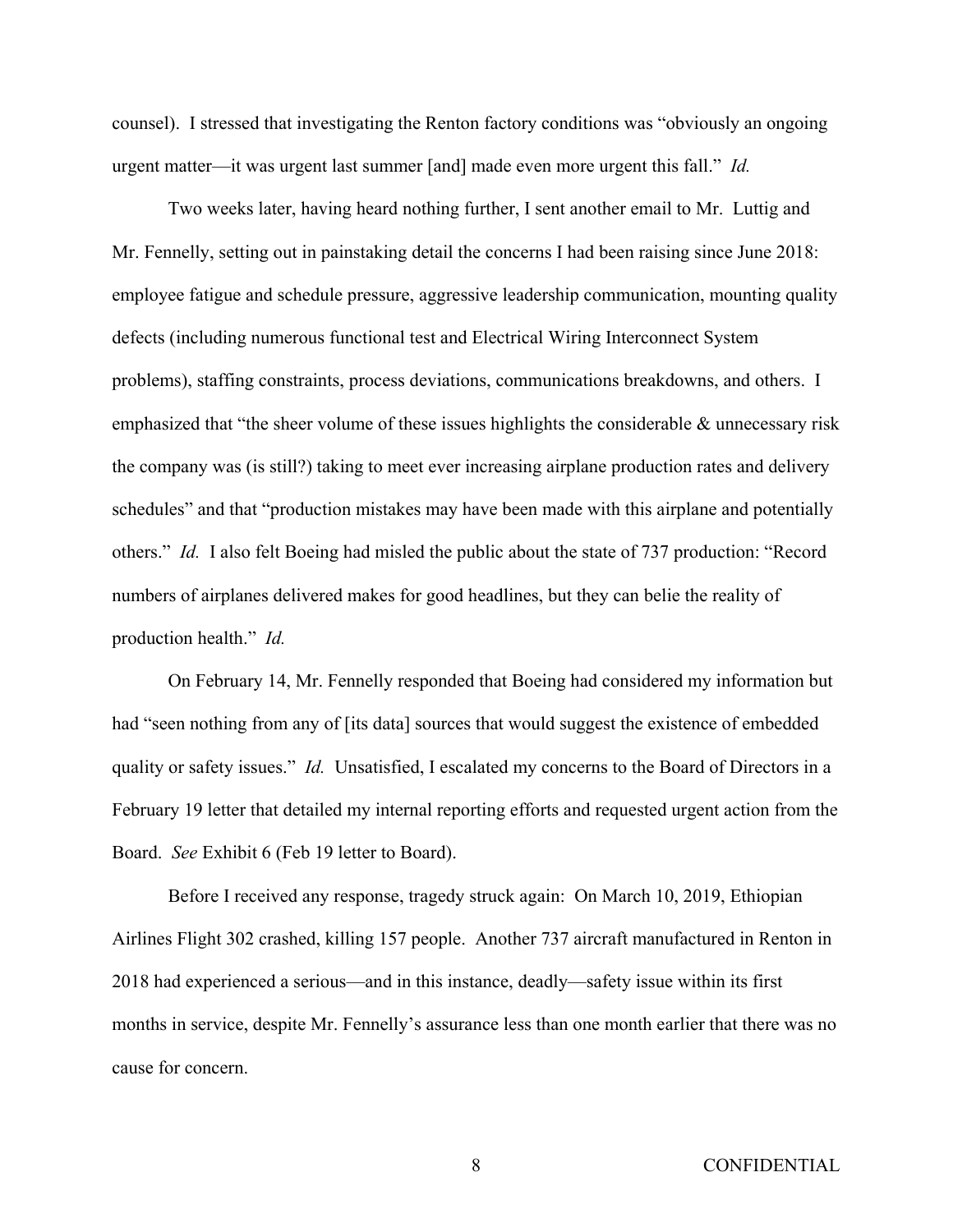counsel). I stressed that investigating the Renton factory conditions was "obviously an ongoing urgent matter—it was urgent last summer [and] made even more urgent this fall." *Id.*

Two weeks later, having heard nothing further, I sent another email to Mr. Luttig and Mr. Fennelly, setting out in painstaking detail the concerns I had been raising since June 2018: employee fatigue and schedule pressure, aggressive leadership communication, mounting quality defects (including numerous functional test and Electrical Wiring Interconnect System problems), staffing constraints, process deviations, communications breakdowns, and others. I emphasized that "the sheer volume of these issues highlights the considerable & unnecessary risk the company was (is still?) taking to meet ever increasing airplane production rates and delivery schedules" and that "production mistakes may have been made with this airplane and potentially others." *Id.* I also felt Boeing had misled the public about the state of 737 production: "Record numbers of airplanes delivered makes for good headlines, but they can belie the reality of production health." *Id.*

On February 14, Mr. Fennelly responded that Boeing had considered my information but had "seen nothing from any of [its data] sources that would suggest the existence of embedded quality or safety issues." *Id.* Unsatisfied, I escalated my concerns to the Board of Directors in a February 19 letter that detailed my internal reporting efforts and requested urgent action from the Board. *See* Exhibit 6 (Feb 19 letter to Board).

Before I received any response, tragedy struck again: On March 10, 2019, Ethiopian Airlines Flight 302 crashed, killing 157 people. Another 737 aircraft manufactured in Renton in 2018 had experienced a serious—and in this instance, deadly—safety issue within its first months in service, despite Mr. Fennelly's assurance less than one month earlier that there was no cause for concern.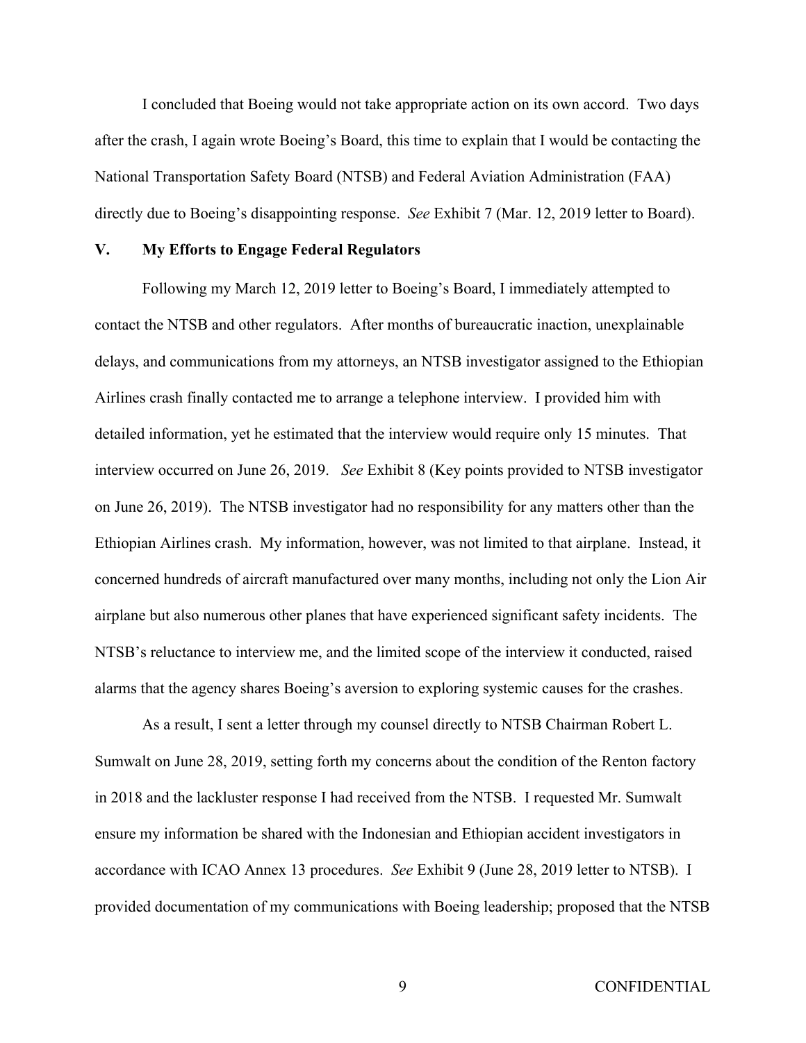I concluded that Boeing would not take appropriate action on its own accord. Two days after the crash, I again wrote Boeing's Board, this time to explain that I would be contacting the National Transportation Safety Board (NTSB) and Federal Aviation Administration (FAA) directly due to Boeing's disappointing response. *See* Exhibit 7 (Mar. 12, 2019 letter to Board).

## V. My Efforts to Engage Federal Regulators

Following my March 12, 2019 letter to Boeing's Board, I immediately attempted to contact the NTSB and other regulators. After months of bureaucratic inaction, unexplainable delays, and communications from my attorneys, an NTSB investigator assigned to the Ethiopian Airlines crash finally contacted me to arrange a telephone interview. I provided him with detailed information, yet he estimated that the interview would require only 15 minutes. That interview occurred on June 26, 2019. *See* Exhibit 8 (Key points provided to NTSB investigator on June 26, 2019). The NTSB investigator had no responsibility for any matters other than the Ethiopian Airlines crash. My information, however, was not limited to that airplane. Instead, it concerned hundreds of aircraft manufactured over many months, including not only the Lion Air airplane but also numerous other planes that have experienced significant safety incidents. The NTSB's reluctance to interview me, and the limited scope of the interview it conducted, raised alarms that the agency shares Boeing's aversion to exploring systemic causes for the crashes.

As a result, I sent a letter through my counsel directly to NTSB Chairman Robert L. Sumwalt on June 28, 2019, setting forth my concerns about the condition of the Renton factory in 2018 and the lackluster response I had received from the NTSB. I requested Mr. Sumwalt ensure my information be shared with the Indonesian and Ethiopian accident investigators in accordance with ICAO Annex 13 procedures. *See* Exhibit 9 (June 28, 2019 letter to NTSB). I provided documentation of my communications with Boeing leadership; proposed that the NTSB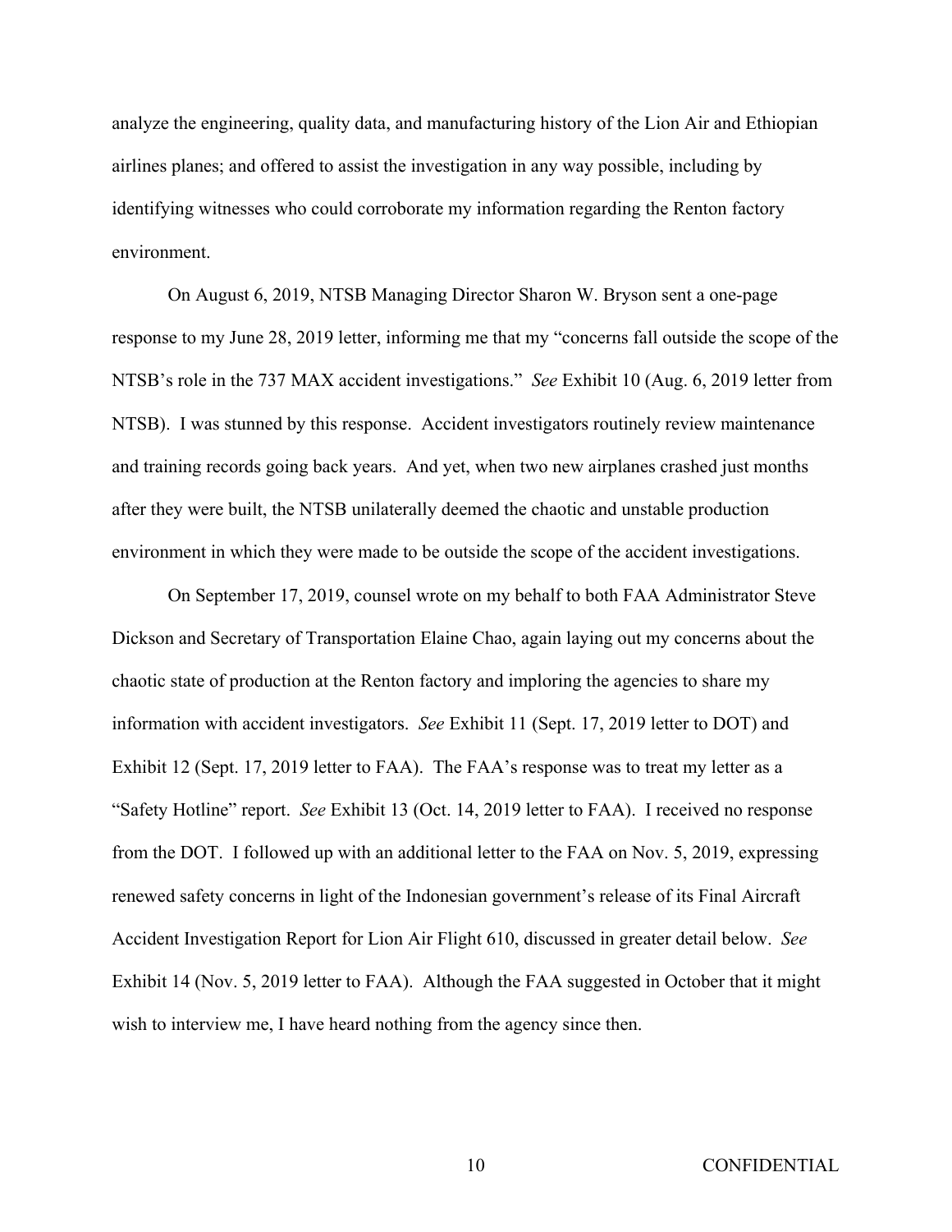analyze the engineering, quality data, and manufacturing history of the Lion Air and Ethiopian airlines planes; and offered to assist the investigation in any way possible, including by identifying witnesses who could corroborate my information regarding the Renton factory environment.

On August 6, 2019, NTSB Managing Director Sharon W. Bryson sent a one-page response to my June 28, 2019 letter, informing me that my "concerns fall outside the scope of the NTSB's role in the 737 MAX accident investigations." *See* Exhibit 10 (Aug. 6, 2019 letter from NTSB). I was stunned by this response. Accident investigators routinely review maintenance and training records going back years. And yet, when two new airplanes crashed just months after they were built, the NTSB unilaterally deemed the chaotic and unstable production environment in which they were made to be outside the scope of the accident investigations.

On September 17, 2019, counsel wrote on my behalf to both FAA Administrator Steve Dickson and Secretary of Transportation Elaine Chao, again laying out my concerns about the chaotic state of production at the Renton factory and imploring the agencies to share my information with accident investigators. *See* Exhibit 11 (Sept. 17, 2019 letter to DOT) and Exhibit 12 (Sept. 17, 2019 letter to FAA). The FAA's response was to treat my letter as a "Safety Hotline" report. *See* Exhibit 13 (Oct. 14, 2019 letter to FAA). I received no response from the DOT. I followed up with an additional letter to the FAA on Nov. 5, 2019, expressing renewed safety concerns in light of the Indonesian government's release of its Final Aircraft Accident Investigation Report for Lion Air Flight 610, discussed in greater detail below. *See* Exhibit 14 (Nov. 5, 2019 letter to FAA). Although the FAA suggested in October that it might wish to interview me, I have heard nothing from the agency since then.

CONFIDENTIAL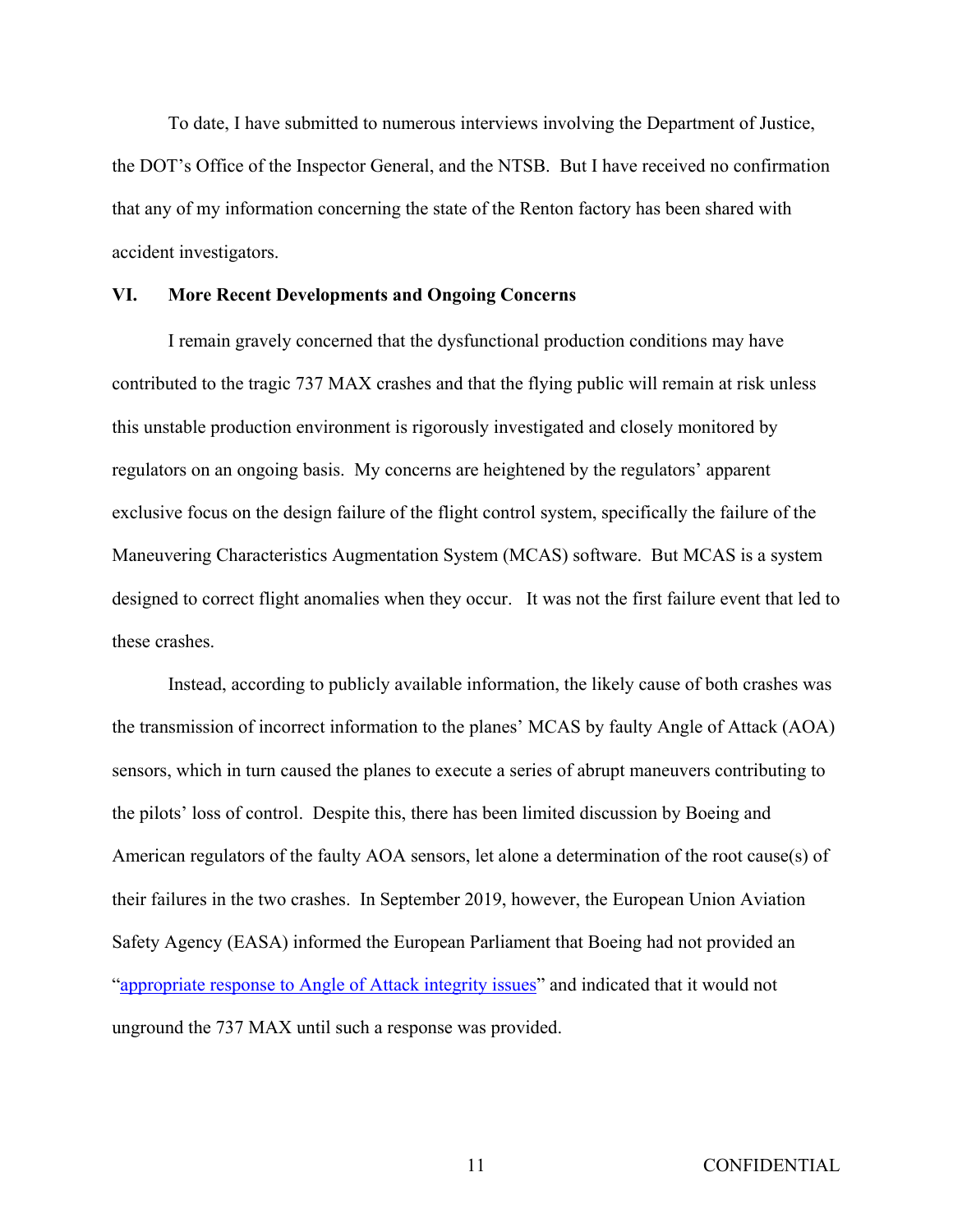To date, I have submitted to numerous interviews involving the Department of Justice, the DOT's Office of the Inspector General, and the NTSB. But I have received no confirmation that any of my information concerning the state of the Renton factory has been shared with accident investigators.

## VI. More Recent Developments and Ongoing Concerns

I remain gravely concerned that the dysfunctional production conditions may have contributed to the tragic 737 MAX crashes and that the flying public will remain at risk unless this unstable production environment is rigorously investigated and closely monitored by regulators on an ongoing basis. My concerns are heightened by the regulators' apparent exclusive focus on the design failure of the flight control system, specifically the failure of the Maneuvering Characteristics Augmentation System (MCAS) software. But MCAS is a system designed to correct flight anomalies when they occur. It was not the first failure event that led to these crashes.

Instead, according to publicly available information, the likely cause of both crashes was the transmission of incorrect information to the planes' MCAS by faulty Angle of Attack (AOA) sensors, which in turn caused the planes to execute a series of abrupt maneuvers contributing to the pilots' loss of control. Despite this, there has been limited discussion by Boeing and American regulators of the faulty AOA sensors, let alone a determination of the root cause(s) of their failures in the two crashes. In September 2019, however, the European Union Aviation Safety Agency (EASA) informed the European Parliament that Boeing had not provided an "appropriate response to Angle of Attack integrity issues" and indicated that it would not unground the 737 MAX until such a response was provided.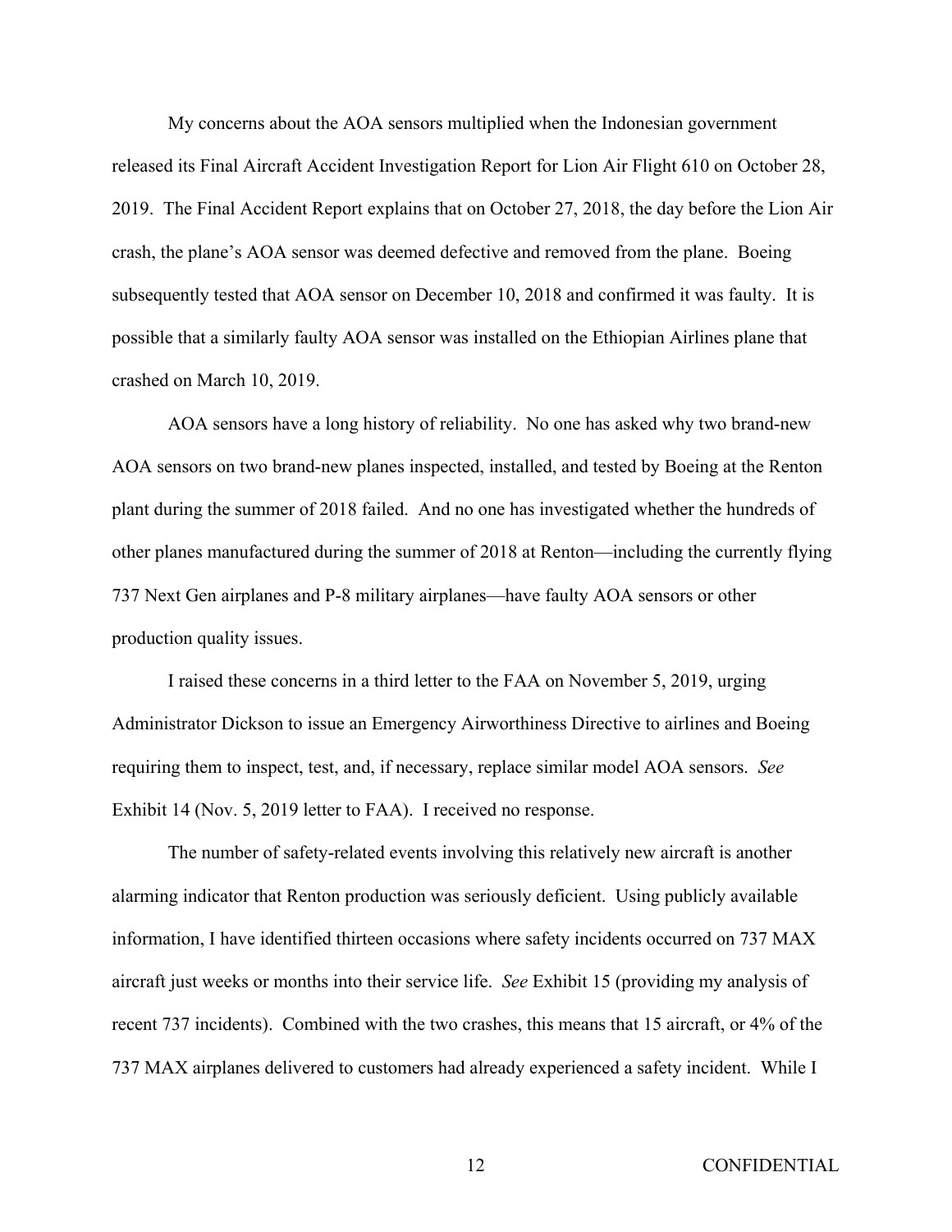My concerns about the AOA sensors multiplied when the Indonesian government released its Final Aircraft Accident Investigation Report for Lion Air Flight 610 on October 28, 2019. The Final Accident Report explains that on October 27, 2018, the day before the Lion Air crash, the plane's AOA sensor was deemed defective and removed from the plane. Boeing subsequently tested that AOA sensor on December 10, 2018 and confirmed it was faulty. It is possible that a similarly faulty AOA sensor was installed on the Ethiopian Airlines plane that crashed on March 10, 2019.

AOA sensors have a long history of reliability. No one has asked why two brand-new AOA sensors on two brand-new planes inspected, installed, and tested by Boeing at the Renton plant during the summer of 2018 failed. And no one has investigated whether the hundreds of other planes manufactured during the summer of 2018 at Renton—including the currently flying 737 Next Gen airplanes and P-8 military airplanes—have faulty AOA sensors or other production quality issues.

I raised these concerns in a third letter to the FAA on November 5, 2019, urging Administrator Dickson to issue an Emergency Airworthiness Directive to airlines and Boeing requiring them to inspect, test, and, if necessary, replace similar model AOA sensors. *See* Exhibit 14 (Nov. 5, 2019 letter to FAA). I received no response.

The number of safety-related events involving this relatively new aircraft is another alarming indicator that Renton production was seriously deficient. Using publicly available information, I have identified thirteen occasions where safety incidents occurred on 737 MAX aircraft just weeks or months into their service life. *See* Exhibit 15 (providing my analysis of recent 737 incidents). Combined with the two crashes, this means that 15 aircraft, or 4% of the 737 MAX airplanes delivered to customers had already experienced a safety incident. While I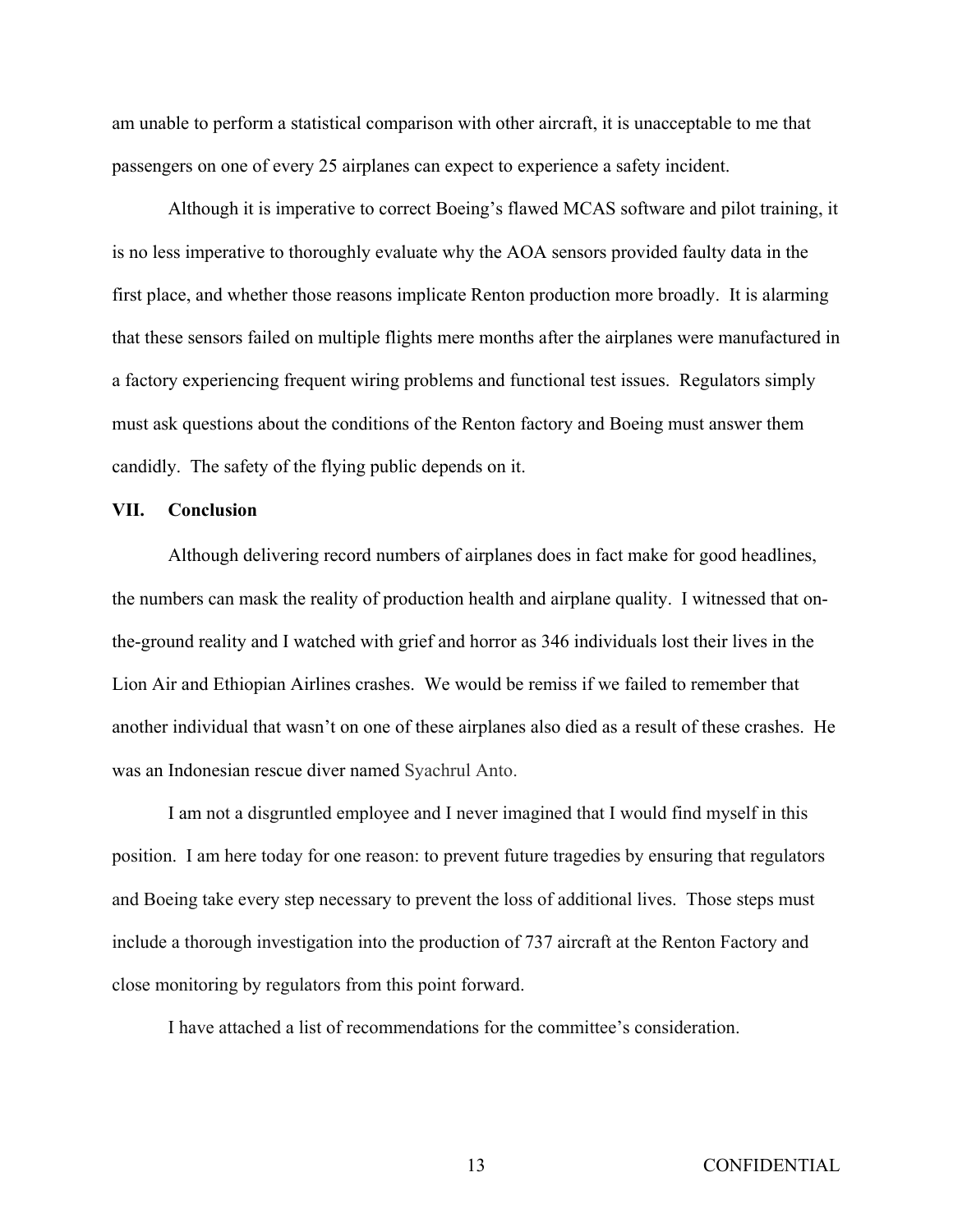am unable to perform a statistical comparison with other aircraft, it is unacceptable to me that passengers on one of every 25 airplanes can expect to experience a safety incident.

Although it is imperative to correct Boeing's flawed MCAS software and pilot training, it is no less imperative to thoroughly evaluate why the AOA sensors provided faulty data in the first place, and whether those reasons implicate Renton production more broadly. It is alarming that these sensors failed on multiple flights mere months after the airplanes were manufactured in a factory experiencing frequent wiring problems and functional test issues. Regulators simply must ask questions about the conditions of the Renton factory and Boeing must answer them candidly. The safety of the flying public depends on it.

## VII. Conclusion

Although delivering record numbers of airplanes does in fact make for good headlines, the numbers can mask the reality of production health and airplane quality. I witnessed that on-the-ground reality and I watched with grief and horror as 346 individuals lost their lives in the Lion Air and Ethiopian Airlines crashes. We would be remiss if we failed to remember that another individual that wasn't on one of these airplanes also died as a result of these crashes. He was an Indonesian rescue diver named Syachrul Anto.

I am not a disgruntled employee and I never imagined that I would find myself in this position. I am here today for one reason: to prevent future tragedies by ensuring that regulators and Boeing take every step necessary to prevent the loss of additional lives. Those steps must include a thorough investigation into the production of 737 aircraft at the Renton Factory and close monitoring by regulators from this point forward.

I have attached a list of recommendations for the committee's consideration.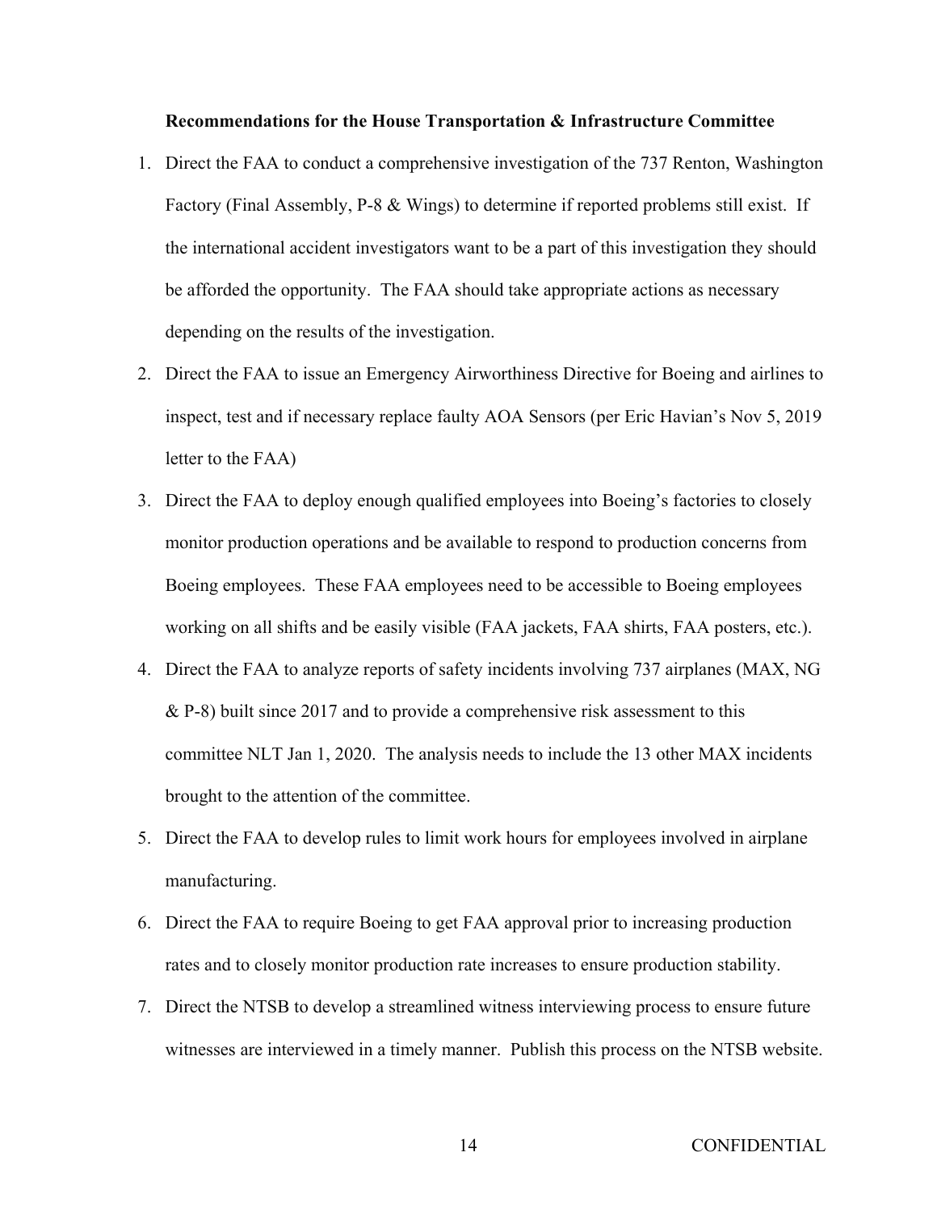**Recommendations for the House Transportation & Infrastructure Committee**

1. Direct the FAA to conduct a comprehensive investigation of the 737 Renton, Washington Factory (Final Assembly, P-8 & Wings) to determine if reported problems still exist. If the international accident investigators want to be a part of this investigation they should be afforded the opportunity. The FAA should take appropriate actions as necessary depending on the results of the investigation.
2. Direct the FAA to issue an Emergency Airworthiness Directive for Boeing and airlines to inspect, test and if necessary replace faulty AOA Sensors (per Eric Havian's Nov 5, 2019 letter to the FAA)
3. Direct the FAA to deploy enough qualified employees into Boeing's factories to closely monitor production operations and be available to respond to production concerns from Boeing employees. These FAA employees need to be accessible to Boeing employees working on all shifts and be easily visible (FAA jackets, FAA shirts, FAA posters, etc.).
4. Direct the FAA to analyze reports of safety incidents involving 737 airplanes (MAX, NG & P-8) built since 2017 and to provide a comprehensive risk assessment to this committee NLT Jan 1, 2020. The analysis needs to include the 13 other MAX incidents brought to the attention of the committee.
5. Direct the FAA to develop rules to limit work hours for employees involved in airplane manufacturing.
6. Direct the FAA to require Boeing to get FAA approval prior to increasing production rates and to closely monitor production rate increases to ensure production stability.
7. Direct the NTSB to develop a streamlined witness interviewing process to ensure future witnesses are interviewed in a timely manner. Publish this process on the NTSB website.

CONFIDENTIAL